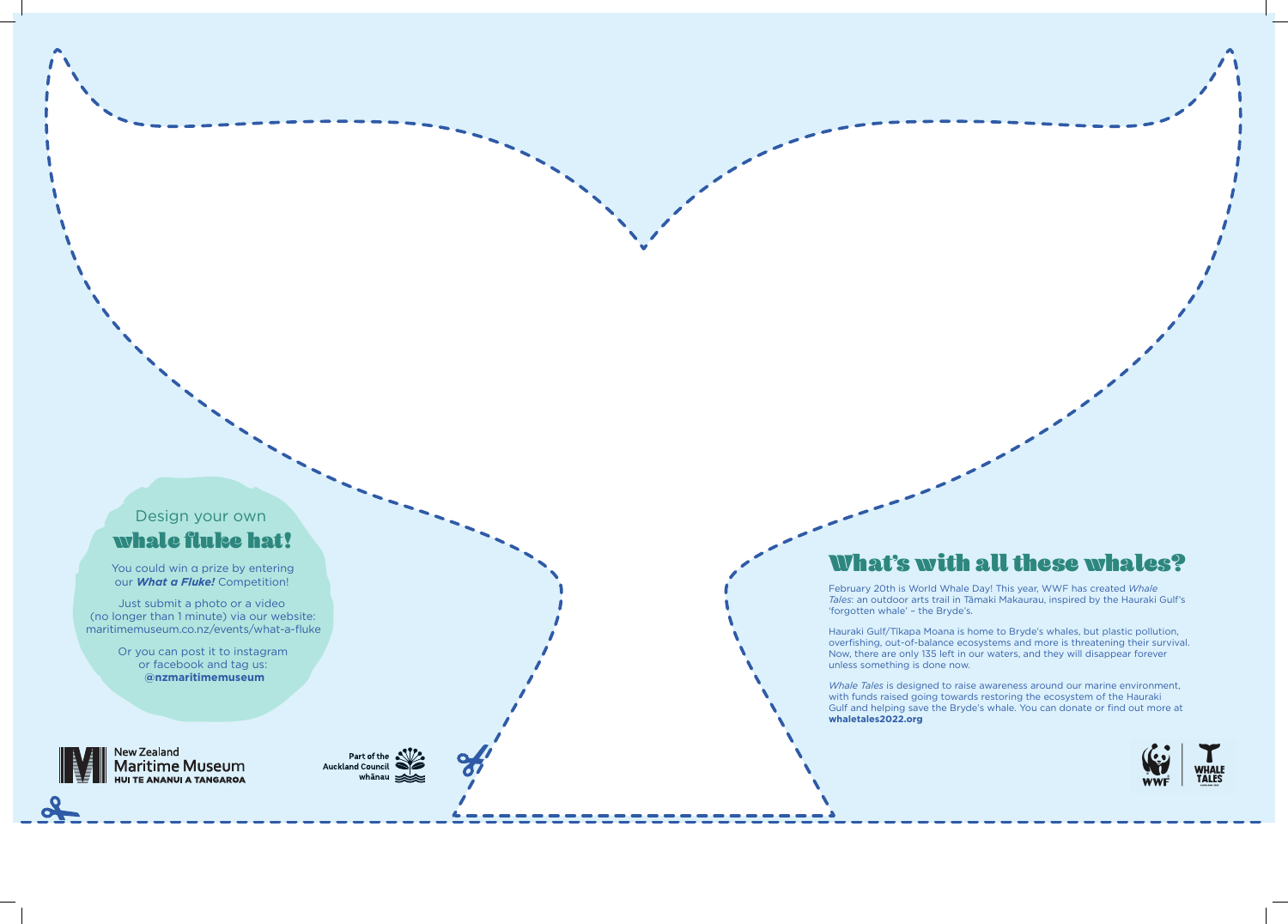## Design your own
# whale fluke hat!

You could win a prize by entering our ***What a Fluke!*** Competition!

Just submit a photo or a video (no longer than 1 minute) via our website: maritimemuseum.co.nz/events/what-a-fluke

Or you can post it to instagram or facebook and tag us: **@nzmaritimemuseum**

New Zealand Maritime Museum
HUI TE ANANUI A TANGAROA

Part of the Auckland Council whānau

# What's with all these whales?

February 20th is World Whale Day! This year, WWF has created *Whale Tales*: an outdoor arts trail in Tāmaki Makaurau, inspired by the Hauraki Gulf's 'forgotten whale' – the Bryde's.

Hauraki Gulf/Tīkapa Moana is home to Bryde's whales, but plastic pollution, overfishing, out-of-balance ecosystems and more is threatening their survival. Now, there are only 135 left in our waters, and they will disappear forever unless something is done now.

*Whale Tales* is designed to raise awareness around our marine environment, with funds raised going towards restoring the ecosystem of the Hauraki Gulf and helping save the Bryde's whale. You can donate or find out more at **whaletales2022.org**

WWF | WHALE TALES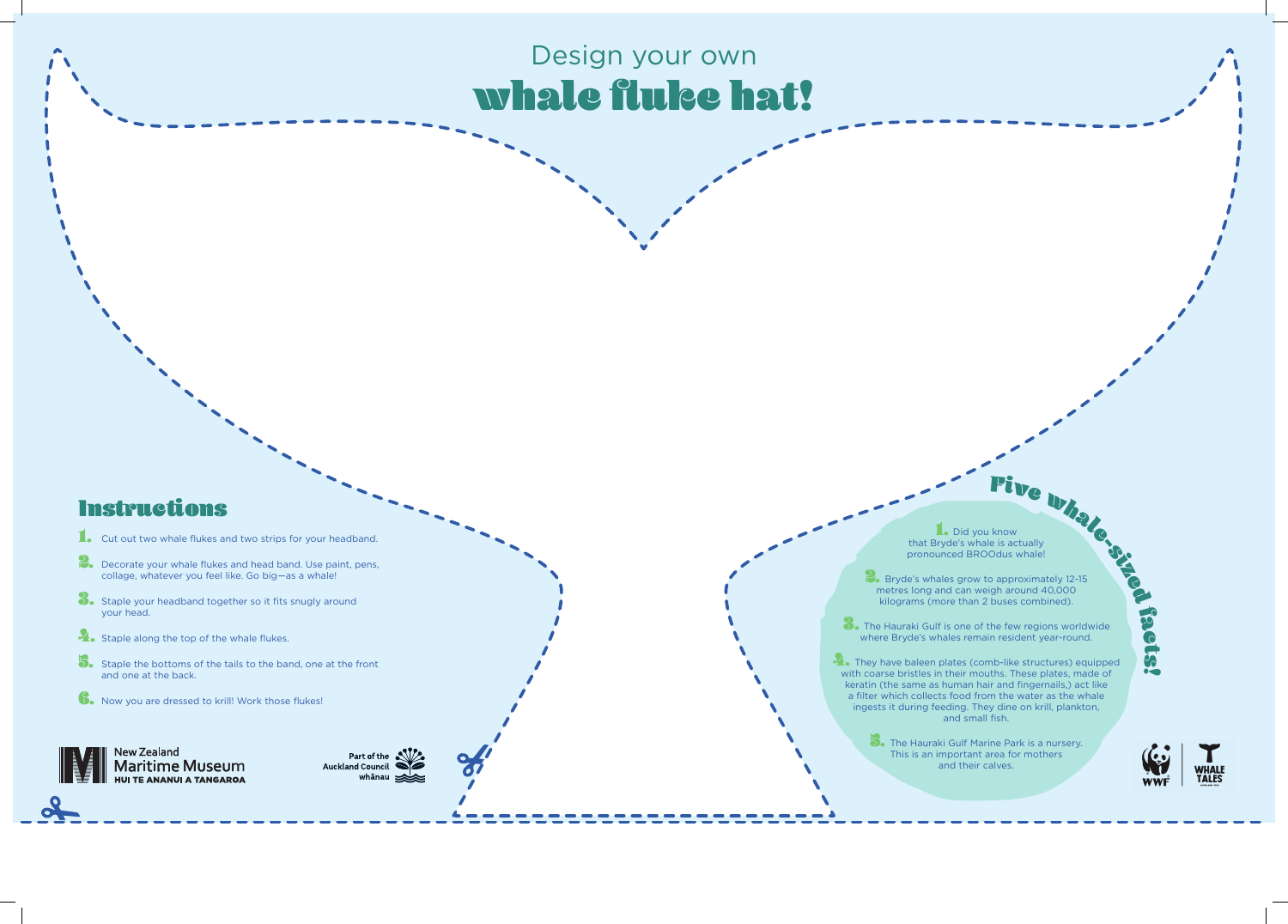# Design your own whale fluke hat!

## Instructions

1. Cut out two whale flukes and two strips for your headband.
2. Decorate your whale flukes and head band. Use paint, pens, collage, whatever you feel like. Go big—as a whale!
3. Staple your headband together so it fits snugly around your head.
4. Staple along the top of the whale flukes.
5. Staple the bottoms of the tails to the band, one at the front and one at the back.
6. Now you are dressed to krill! Work those flukes!

New Zealand Maritime Museum
HUI TE ANANUI A TANGAROA

Part of the Auckland Council whānau

## Five whale-sized facts!

1. Did you know that Bryde's whale is actually pronounced BROOdus whale!
2. Bryde's whales grow to approximately 12-15 metres long and can weigh around 40,000 kilograms (more than 2 buses combined).
3. The Hauraki Gulf is one of the few regions worldwide where Bryde's whales remain resident year-round.
4. They have baleen plates (comb-like structures) equipped with coarse bristles in their mouths. These plates, made of keratin (the same as human hair and fingernails,) act like a filter which collects food from the water as the whale ingests it during feeding. They dine on krill, plankton, and small fish.
5. The Hauraki Gulf Marine Park is a nursery. This is an important area for mothers and their calves.

WWF

WHALE TALES